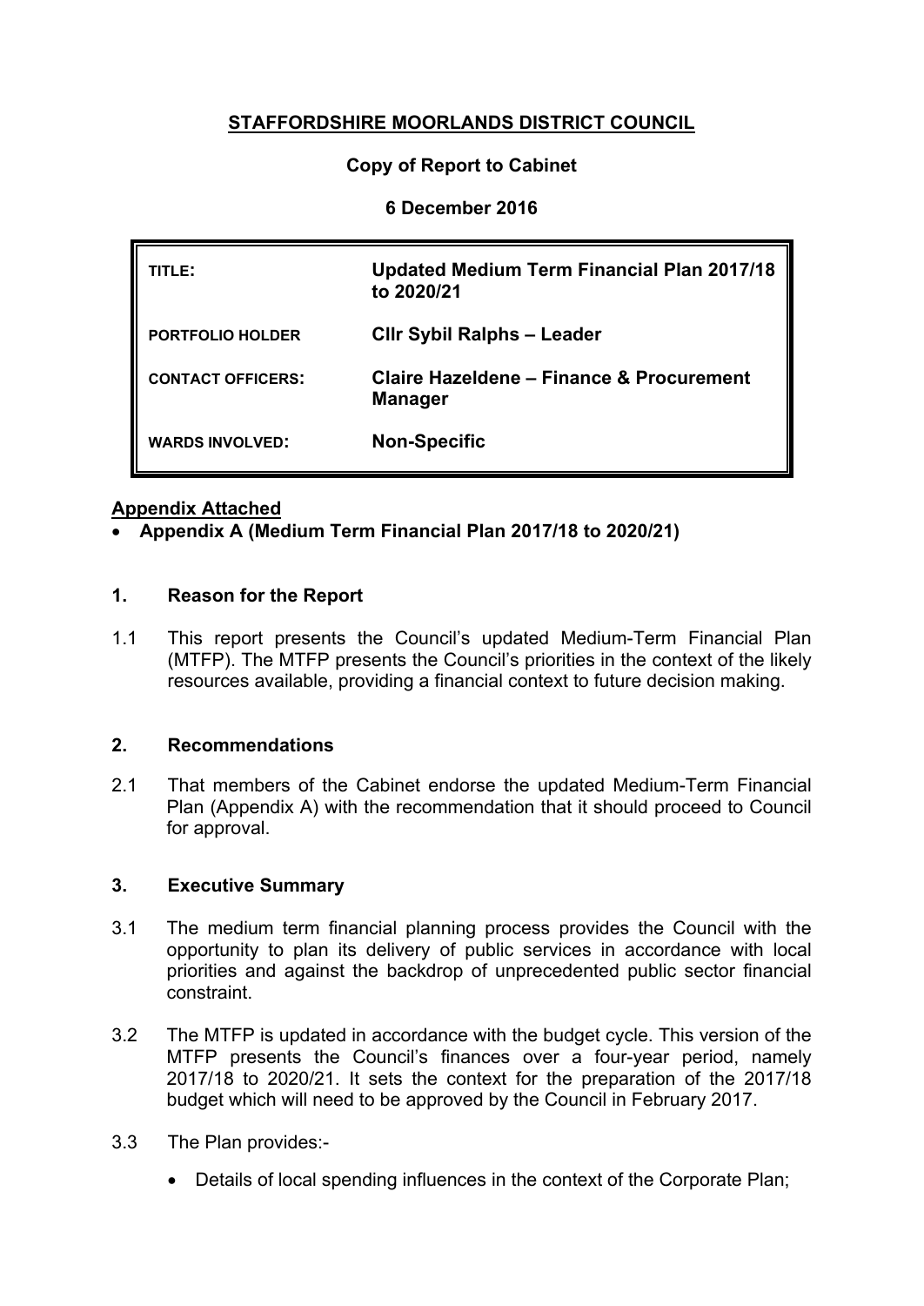# STAFFORDSHIRE MOORLANDS DISTRICT COUNCIL

**Copy of Report to Cabinet**

**6 December 2016**

| | |
|---|---|
| **TITLE:** | **Updated Medium Term Financial Plan 2017/18 to 2020/21** |
| **PORTFOLIO HOLDER** | **Cllr Sybil Ralphs – Leader** |
| **CONTACT OFFICERS:** | **Claire Hazeldene – Finance & Procurement Manager** |
| **WARDS INVOLVED:** | **Non-Specific** |

**Appendix Attached**

- **Appendix A (Medium Term Financial Plan 2017/18 to 2020/21)**

## 1. Reason for the Report

1.1 This report presents the Council's updated Medium-Term Financial Plan (MTFP). The MTFP presents the Council's priorities in the context of the likely resources available, providing a financial context to future decision making.

## 2. Recommendations

2.1 That members of the Cabinet endorse the updated Medium-Term Financial Plan (Appendix A) with the recommendation that it should proceed to Council for approval.

## 3. Executive Summary

3.1 The medium term financial planning process provides the Council with the opportunity to plan its delivery of public services in accordance with local priorities and against the backdrop of unprecedented public sector financial constraint.

3.2 The MTFP is updated in accordance with the budget cycle. This version of the MTFP presents the Council's finances over a four-year period, namely 2017/18 to 2020/21. It sets the context for the preparation of the 2017/18 budget which will need to be approved by the Council in February 2017.

3.3 The Plan provides:-

- Details of local spending influences in the context of the Corporate Plan;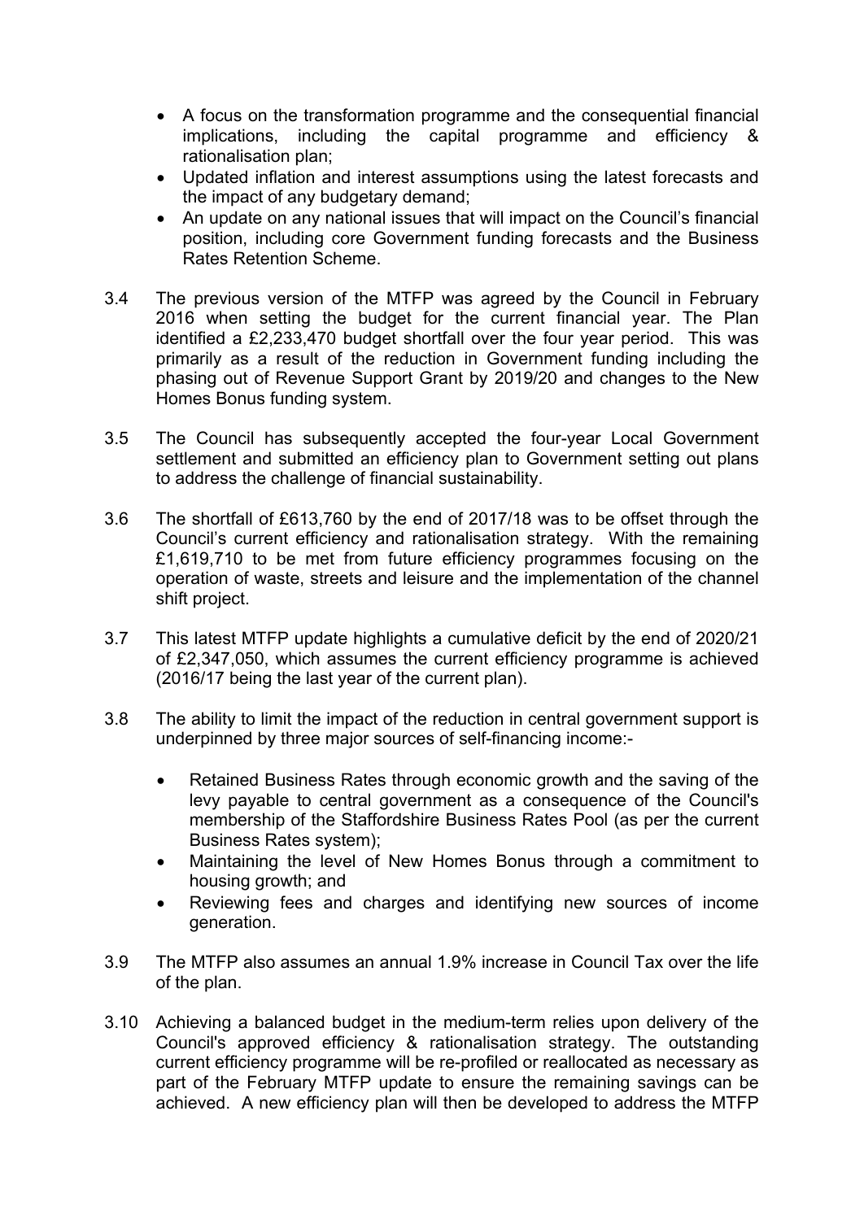- A focus on the transformation programme and the consequential financial implications, including the capital programme and efficiency & rationalisation plan;
- Updated inflation and interest assumptions using the latest forecasts and the impact of any budgetary demand;
- An update on any national issues that will impact on the Council's financial position, including core Government funding forecasts and the Business Rates Retention Scheme.

3.4 The previous version of the MTFP was agreed by the Council in February 2016 when setting the budget for the current financial year. The Plan identified a £2,233,470 budget shortfall over the four year period. This was primarily as a result of the reduction in Government funding including the phasing out of Revenue Support Grant by 2019/20 and changes to the New Homes Bonus funding system.

3.5 The Council has subsequently accepted the four-year Local Government settlement and submitted an efficiency plan to Government setting out plans to address the challenge of financial sustainability.

3.6 The shortfall of £613,760 by the end of 2017/18 was to be offset through the Council's current efficiency and rationalisation strategy. With the remaining £1,619,710 to be met from future efficiency programmes focusing on the operation of waste, streets and leisure and the implementation of the channel shift project.

3.7 This latest MTFP update highlights a cumulative deficit by the end of 2020/21 of £2,347,050, which assumes the current efficiency programme is achieved (2016/17 being the last year of the current plan).

3.8 The ability to limit the impact of the reduction in central government support is underpinned by three major sources of self-financing income:-

- Retained Business Rates through economic growth and the saving of the levy payable to central government as a consequence of the Council's membership of the Staffordshire Business Rates Pool (as per the current Business Rates system);
- Maintaining the level of New Homes Bonus through a commitment to housing growth; and
- Reviewing fees and charges and identifying new sources of income generation.

3.9 The MTFP also assumes an annual 1.9% increase in Council Tax over the life of the plan.

3.10 Achieving a balanced budget in the medium-term relies upon delivery of the Council's approved efficiency & rationalisation strategy. The outstanding current efficiency programme will be re-profiled or reallocated as necessary as part of the February MTFP update to ensure the remaining savings can be achieved. A new efficiency plan will then be developed to address the MTFP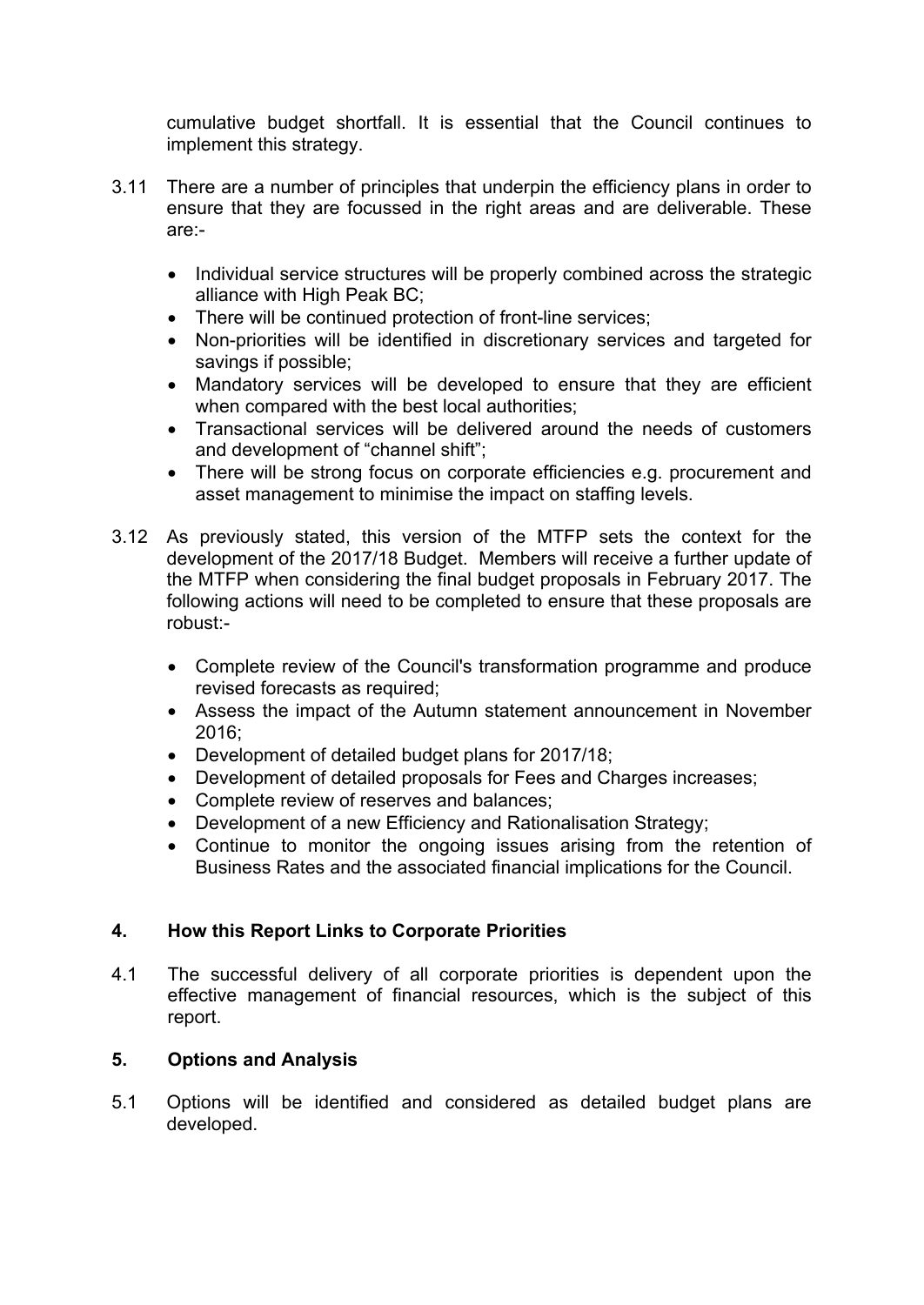cumulative budget shortfall. It is essential that the Council continues to implement this strategy.

3.11 There are a number of principles that underpin the efficiency plans in order to ensure that they are focussed in the right areas and are deliverable. These are:-

- Individual service structures will be properly combined across the strategic alliance with High Peak BC;
- There will be continued protection of front-line services;
- Non-priorities will be identified in discretionary services and targeted for savings if possible;
- Mandatory services will be developed to ensure that they are efficient when compared with the best local authorities;
- Transactional services will be delivered around the needs of customers and development of "channel shift";
- There will be strong focus on corporate efficiencies e.g. procurement and asset management to minimise the impact on staffing levels.

3.12 As previously stated, this version of the MTFP sets the context for the development of the 2017/18 Budget. Members will receive a further update of the MTFP when considering the final budget proposals in February 2017. The following actions will need to be completed to ensure that these proposals are robust:-

- Complete review of the Council's transformation programme and produce revised forecasts as required;
- Assess the impact of the Autumn statement announcement in November 2016;
- Development of detailed budget plans for 2017/18;
- Development of detailed proposals for Fees and Charges increases;
- Complete review of reserves and balances;
- Development of a new Efficiency and Rationalisation Strategy;
- Continue to monitor the ongoing issues arising from the retention of Business Rates and the associated financial implications for the Council.

## 4. How this Report Links to Corporate Priorities

4.1 The successful delivery of all corporate priorities is dependent upon the effective management of financial resources, which is the subject of this report.

## 5. Options and Analysis

5.1 Options will be identified and considered as detailed budget plans are developed.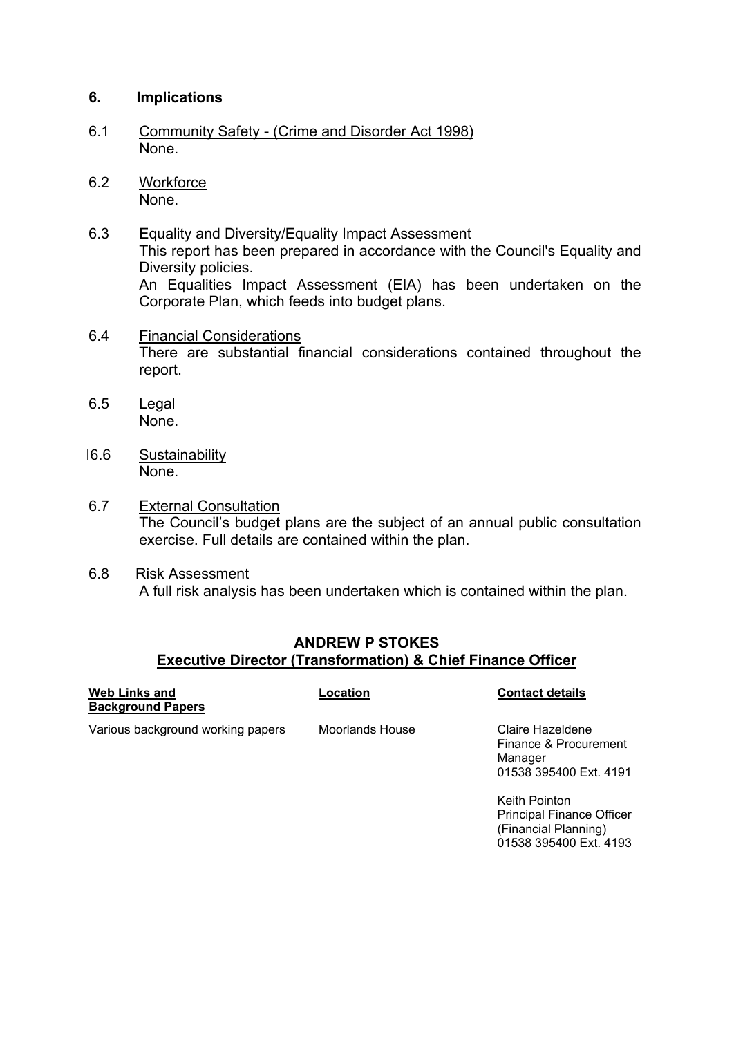## 6. Implications

6.1 Community Safety - (Crime and Disorder Act 1998)
None.

6.2 Workforce
None.

6.3 Equality and Diversity/Equality Impact Assessment
This report has been prepared in accordance with the Council's Equality and Diversity policies.
An Equalities Impact Assessment (EIA) has been undertaken on the Corporate Plan, which feeds into budget plans.

6.4 Financial Considerations
There are substantial financial considerations contained throughout the report.

6.5 Legal
None.

6.6 Sustainability
None.

6.7 External Consultation
The Council's budget plans are the subject of an annual public consultation exercise. Full details are contained within the plan.

6.8 Risk Assessment
A full risk analysis has been undertaken which is contained within the plan.

**ANDREW P STOKES**
**Executive Director (Transformation) & Chief Finance Officer**

| Web Links and Background Papers | Location | Contact details |
|---|---|---|
| Various background working papers | Moorlands House | Claire Hazeldene<br>Finance & Procurement Manager<br>01538 395400 Ext. 4191<br><br>Keith Pointon<br>Principal Finance Officer (Financial Planning)<br>01538 395400 Ext. 4193 |